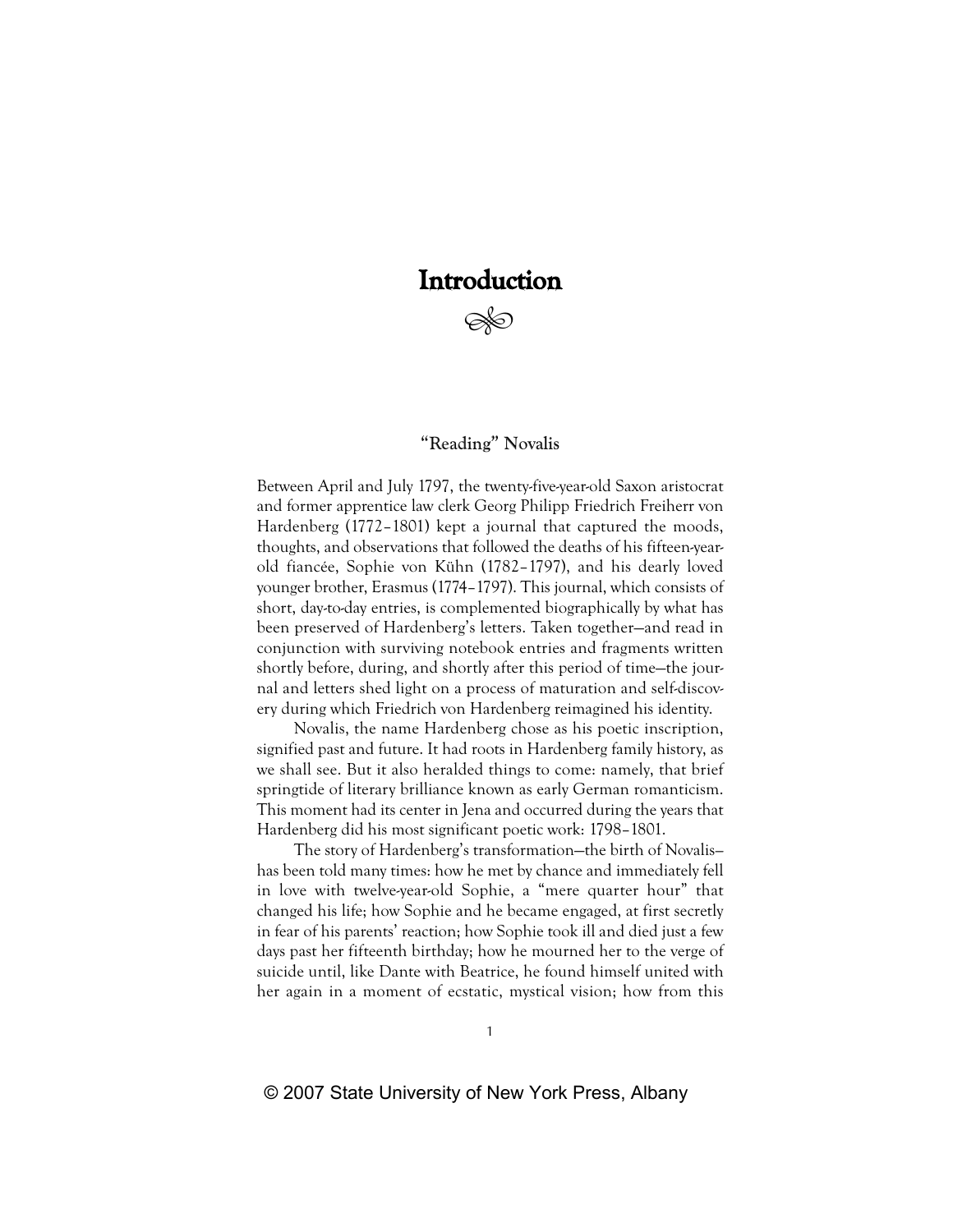# Introduction

## "Reading" Novalis

Between April and July 1797, the twenty-five-year-old Saxon aristocrat and former apprentice law clerk Georg Philipp Friedrich Freiherr von Hardenberg (1772–1801) kept a journal that captured the moods, thoughts, and observations that followed the deaths of his fifteen-year-old fiancée, Sophie von Kühn (1782–1797), and his dearly loved younger brother, Erasmus (1774–1797). This journal, which consists of short, day-to-day entries, is complemented biographically by what has been preserved of Hardenberg's letters. Taken together—and read in conjunction with surviving notebook entries and fragments written shortly before, during, and shortly after this period of time—the journal and letters shed light on a process of maturation and self-discovery during which Friedrich von Hardenberg reimagined his identity.

Novalis, the name Hardenberg chose as his poetic inscription, signified past and future. It had roots in Hardenberg family history, as we shall see. But it also heralded things to come: namely, that brief springtide of literary brilliance known as early German romanticism. This moment had its center in Jena and occurred during the years that Hardenberg did his most significant poetic work: 1798–1801.

The story of Hardenberg's transformation—the birth of Novalis—has been told many times: how he met by chance and immediately fell in love with twelve-year-old Sophie, a "mere quarter hour" that changed his life; how Sophie and he became engaged, at first secretly in fear of his parents' reaction; how Sophie took ill and died just a few days past her fifteenth birthday; how he mourned her to the verge of suicide until, like Dante with Beatrice, he found himself united with her again in a moment of ecstatic, mystical vision; how from this

© 2007 State University of New York Press, Albany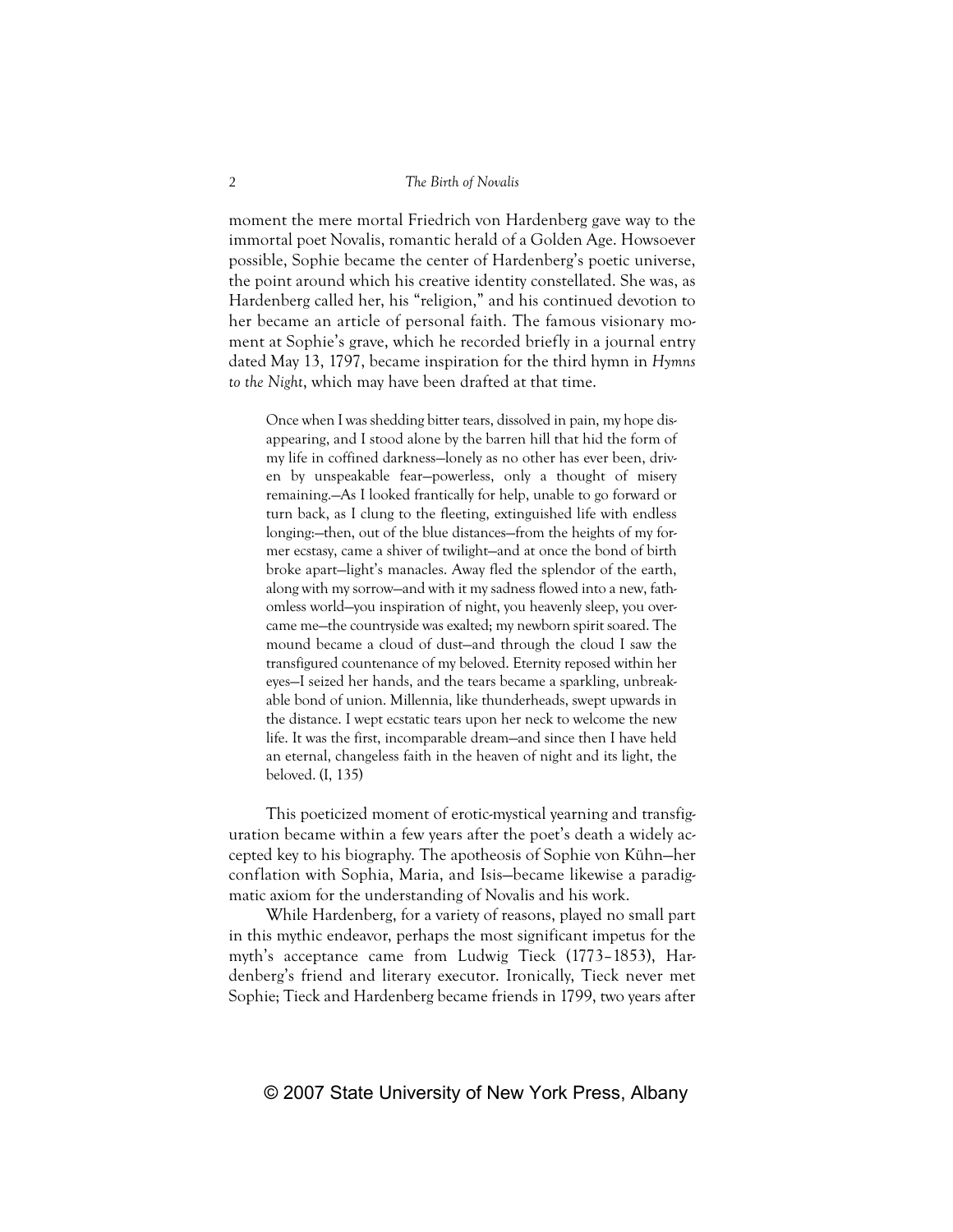moment the mere mortal Friedrich von Hardenberg gave way to the immortal poet Novalis, romantic herald of a Golden Age. Howsoever possible, Sophie became the center of Hardenberg's poetic universe, the point around which his creative identity constellated. She was, as Hardenberg called her, his "religion," and his continued devotion to her became an article of personal faith. The famous visionary moment at Sophie's grave, which he recorded briefly in a journal entry dated May 13, 1797, became inspiration for the third hymn in *Hymns to the Night*, which may have been drafted at that time.

> Once when I was shedding bitter tears, dissolved in pain, my hope disappearing, and I stood alone by the barren hill that hid the form of my life in coffined darkness—lonely as no other has ever been, driven by unspeakable fear—powerless, only a thought of misery remaining.—As I looked frantically for help, unable to go forward or turn back, as I clung to the fleeting, extinguished life with endless longing:—then, out of the blue distances—from the heights of my former ecstasy, came a shiver of twilight—and at once the bond of birth broke apart—light's manacles. Away fled the splendor of the earth, along with my sorrow—and with it my sadness flowed into a new, fathomless world—you inspiration of night, you heavenly sleep, you overcame me—the countryside was exalted; my newborn spirit soared. The mound became a cloud of dust—and through the cloud I saw the transfigured countenance of my beloved. Eternity reposed within her eyes—I seized her hands, and the tears became a sparkling, unbreakable bond of union. Millennia, like thunderheads, swept upwards in the distance. I wept ecstatic tears upon her neck to welcome the new life. It was the first, incomparable dream—and since then I have held an eternal, changeless faith in the heaven of night and its light, the beloved. (I, 135)

This poeticized moment of erotic-mystical yearning and transfiguration became within a few years after the poet's death a widely accepted key to his biography. The apotheosis of Sophie von Kühn—her conflation with Sophia, Maria, and Isis—became likewise a paradigmatic axiom for the understanding of Novalis and his work.

While Hardenberg, for a variety of reasons, played no small part in this mythic endeavor, perhaps the most significant impetus for the myth's acceptance came from Ludwig Tieck (1773–1853), Hardenberg's friend and literary executor. Ironically, Tieck never met Sophie; Tieck and Hardenberg became friends in 1799, two years after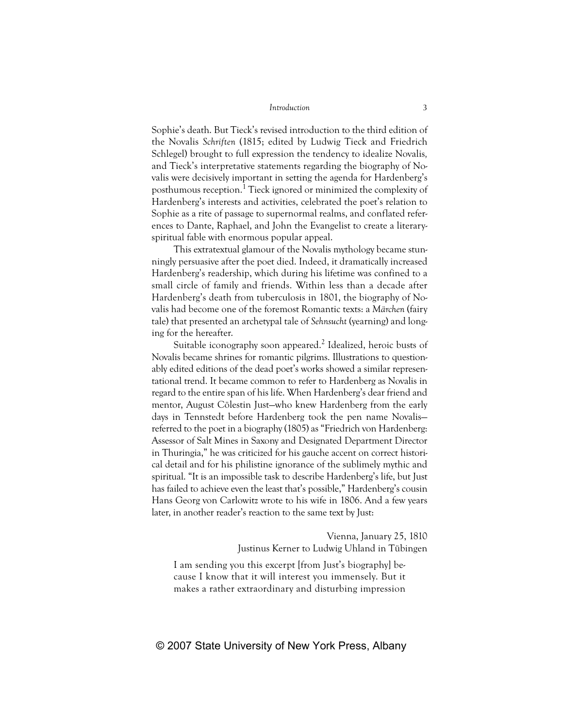Sophie's death. But Tieck's revised introduction to the third edition of the Novalis *Schriften* (1815; edited by Ludwig Tieck and Friedrich Schlegel) brought to full expression the tendency to idealize Novalis, and Tieck's interpretative statements regarding the biography of Novalis were decisively important in setting the agenda for Hardenberg's posthumous reception.[1] Tieck ignored or minimized the complexity of Hardenberg's interests and activities, celebrated the poet's relation to Sophie as a rite of passage to supernormal realms, and conflated references to Dante, Raphael, and John the Evangelist to create a literary-spiritual fable with enormous popular appeal.

This extratextual glamour of the Novalis mythology became stunningly persuasive after the poet died. Indeed, it dramatically increased Hardenberg's readership, which during his lifetime was confined to a small circle of family and friends. Within less than a decade after Hardenberg's death from tuberculosis in 1801, the biography of Novalis had become one of the foremost Romantic texts: a *Märchen* (fairy tale) that presented an archetypal tale of *Sehnsucht* (yearning) and longing for the hereafter.

Suitable iconography soon appeared.[2] Idealized, heroic busts of Novalis became shrines for romantic pilgrims. Illustrations to questionably edited editions of the dead poet's works showed a similar representational trend. It became common to refer to Hardenberg as Novalis in regard to the entire span of his life. When Hardenberg's dear friend and mentor, August Cölestin Just—who knew Hardenberg from the early days in Tennstedt before Hardenberg took the pen name Novalis—referred to the poet in a biography (1805) as "Friedrich von Hardenberg: Assessor of Salt Mines in Saxony and Designated Department Director in Thuringia," he was criticized for his gauche accent on correct historical detail and for his philistine ignorance of the sublimely mythic and spiritual. "It is an impossible task to describe Hardenberg's life, but Just has failed to achieve even the least that's possible," Hardenberg's cousin Hans Georg von Carlowitz wrote to his wife in 1806. And a few years later, in another reader's reaction to the same text by Just:

> Vienna, January 25, 1810
> Justinus Kerner to Ludwig Uhland in Tübingen
>
> I am sending you this excerpt [from Just's biography] because I know that it will interest you immensely. But it makes a rather extraordinary and disturbing impression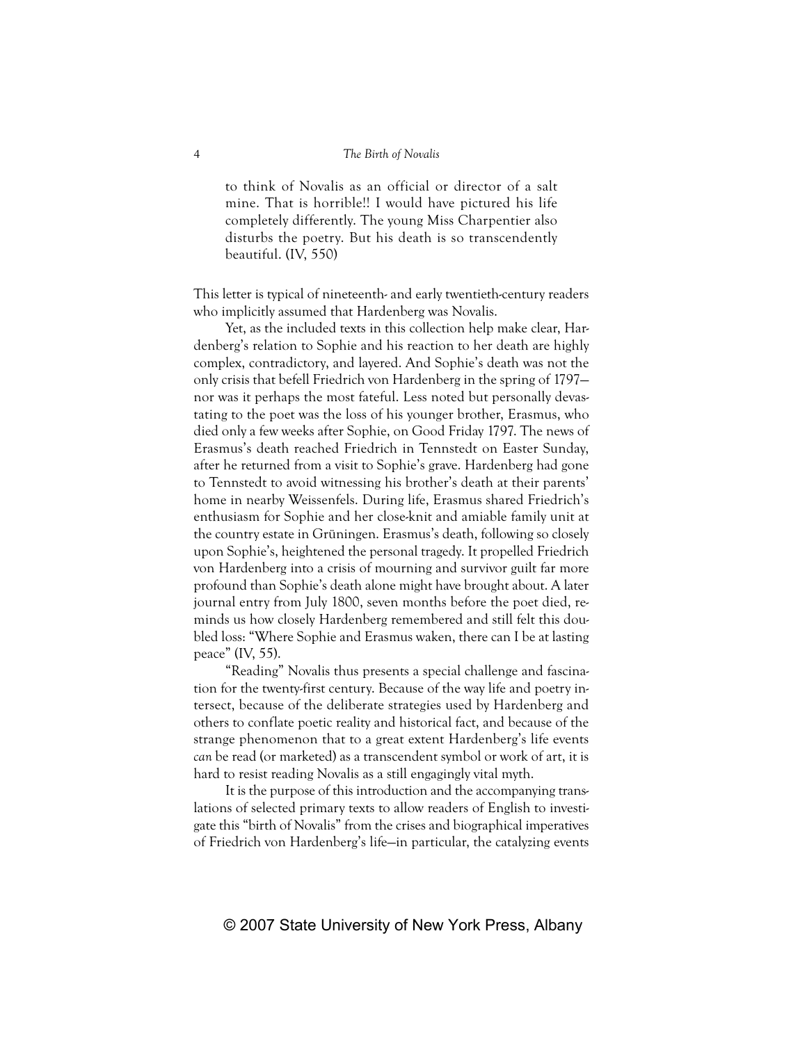> to think of Novalis as an official or director of a salt mine. That is horrible!! I would have pictured his life completely differently. The young Miss Charpentier also disturbs the poetry. But his death is so transcendently beautiful. (IV, 550)

This letter is typical of nineteenth- and early twentieth-century readers who implicitly assumed that Hardenberg was Novalis.

Yet, as the included texts in this collection help make clear, Hardenberg's relation to Sophie and his reaction to her death are highly complex, contradictory, and layered. And Sophie's death was not the only crisis that befell Friedrich von Hardenberg in the spring of 1797—nor was it perhaps the most fateful. Less noted but personally devastating to the poet was the loss of his younger brother, Erasmus, who died only a few weeks after Sophie, on Good Friday 1797. The news of Erasmus's death reached Friedrich in Tennstedt on Easter Sunday, after he returned from a visit to Sophie's grave. Hardenberg had gone to Tennstedt to avoid witnessing his brother's death at their parents' home in nearby Weissenfels. During life, Erasmus shared Friedrich's enthusiasm for Sophie and her close-knit and amiable family unit at the country estate in Grüningen. Erasmus's death, following so closely upon Sophie's, heightened the personal tragedy. It propelled Friedrich von Hardenberg into a crisis of mourning and survivor guilt far more profound than Sophie's death alone might have brought about. A later journal entry from July 1800, seven months before the poet died, reminds us how closely Hardenberg remembered and still felt this doubled loss: "Where Sophie and Erasmus waken, there can I be at lasting peace" (IV, 55).

"Reading" Novalis thus presents a special challenge and fascination for the twenty-first century. Because of the way life and poetry intersect, because of the deliberate strategies used by Hardenberg and others to conflate poetic reality and historical fact, and because of the strange phenomenon that to a great extent Hardenberg's life events *can* be read (or marketed) as a transcendent symbol or work of art, it is hard to resist reading Novalis as a still engagingly vital myth.

It is the purpose of this introduction and the accompanying translations of selected primary texts to allow readers of English to investigate this "birth of Novalis" from the crises and biographical imperatives of Friedrich von Hardenberg's life—in particular, the catalyzing events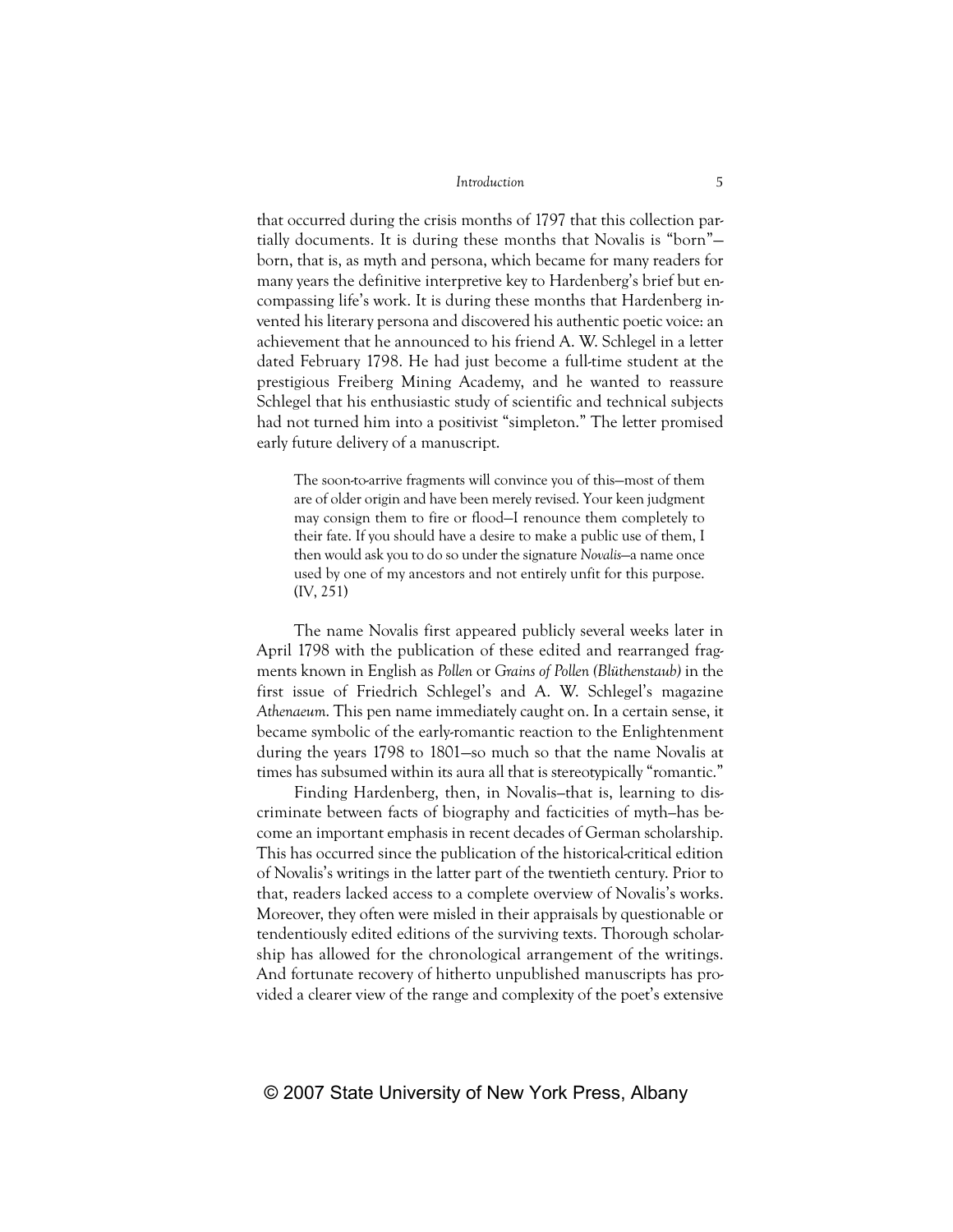that occurred during the crisis months of 1797 that this collection partially documents. It is during these months that Novalis is "born"—born, that is, as myth and persona, which became for many readers for many years the definitive interpretive key to Hardenberg's brief but encompassing life's work. It is during these months that Hardenberg invented his literary persona and discovered his authentic poetic voice: an achievement that he announced to his friend A. W. Schlegel in a letter dated February 1798. He had just become a full-time student at the prestigious Freiberg Mining Academy, and he wanted to reassure Schlegel that his enthusiastic study of scientific and technical subjects had not turned him into a positivist "simpleton." The letter promised early future delivery of a manuscript.

> The soon-to-arrive fragments will convince you of this—most of them are of older origin and have been merely revised. Your keen judgment may consign them to fire or flood—I renounce them completely to their fate. If you should have a desire to make a public use of them, I then would ask you to do so under the signature *Novalis*—a name once used by one of my ancestors and not entirely unfit for this purpose. (IV, 251)

The name Novalis first appeared publicly several weeks later in April 1798 with the publication of these edited and rearranged fragments known in English as *Pollen* or *Grains of Pollen (Blüthenstaub)* in the first issue of Friedrich Schlegel's and A. W. Schlegel's magazine *Athenaeum*. This pen name immediately caught on. In a certain sense, it became symbolic of the early-romantic reaction to the Enlightenment during the years 1798 to 1801—so much so that the name Novalis at times has subsumed within its aura all that is stereotypically "romantic."

Finding Hardenberg, then, in Novalis—that is, learning to discriminate between facts of biography and facticities of myth—has become an important emphasis in recent decades of German scholarship. This has occurred since the publication of the historical-critical edition of Novalis's writings in the latter part of the twentieth century. Prior to that, readers lacked access to a complete overview of Novalis's works. Moreover, they often were misled in their appraisals by questionable or tendentiously edited editions of the surviving texts. Thorough scholarship has allowed for the chronological arrangement of the writings. And fortunate recovery of hitherto unpublished manuscripts has provided a clearer view of the range and complexity of the poet's extensive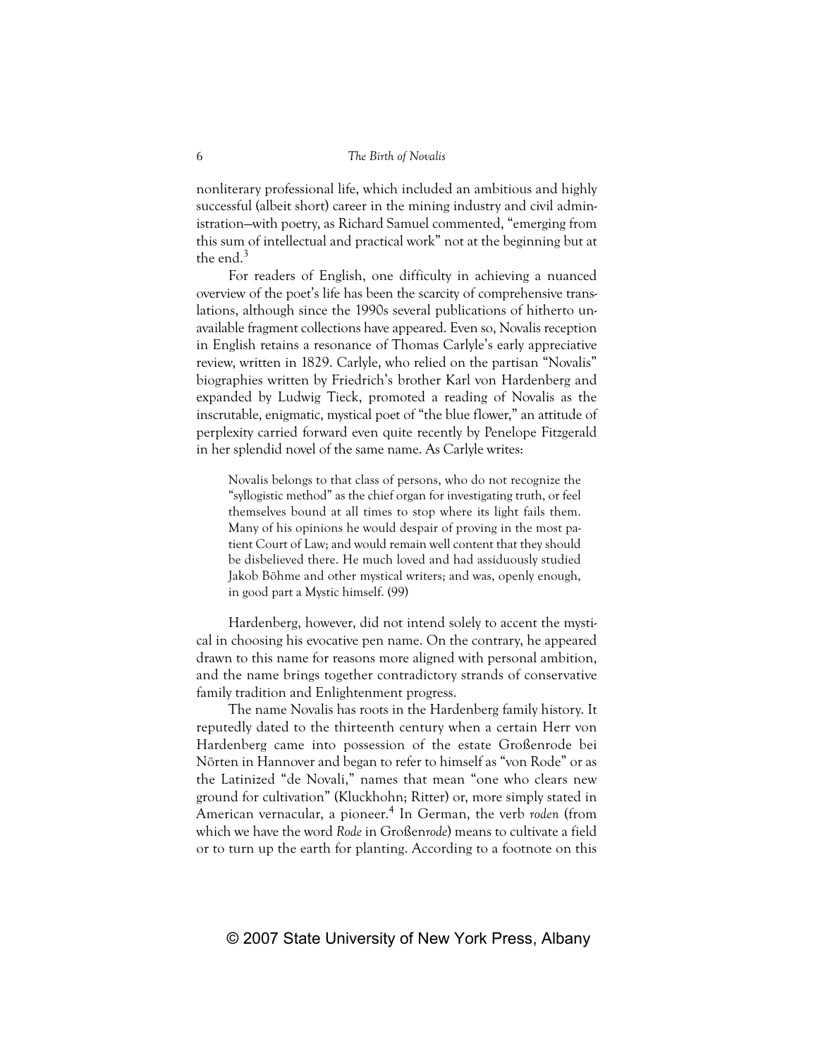nonliterary professional life, which included an ambitious and highly successful (albeit short) career in the mining industry and civil administration—with poetry, as Richard Samuel commented, "emerging from this sum of intellectual and practical work" not at the beginning but at the end.[3]

For readers of English, one difficulty in achieving a nuanced overview of the poet's life has been the scarcity of comprehensive translations, although since the 1990s several publications of hitherto unavailable fragment collections have appeared. Even so, Novalis reception in English retains a resonance of Thomas Carlyle's early appreciative review, written in 1829. Carlyle, who relied on the partisan "Novalis" biographies written by Friedrich's brother Karl von Hardenberg and expanded by Ludwig Tieck, promoted a reading of Novalis as the inscrutable, enigmatic, mystical poet of "the blue flower," an attitude of perplexity carried forward even quite recently by Penelope Fitzgerald in her splendid novel of the same name. As Carlyle writes:

> Novalis belongs to that class of persons, who do not recognize the "syllogistic method" as the chief organ for investigating truth, or feel themselves bound at all times to stop where its light fails them. Many of his opinions he would despair of proving in the most patient Court of Law; and would remain well content that they should be disbelieved there. He much loved and had assiduously studied Jakob Böhme and other mystical writers; and was, openly enough, in good part a Mystic himself. (99)

Hardenberg, however, did not intend solely to accent the mystical in choosing his evocative pen name. On the contrary, he appeared drawn to this name for reasons more aligned with personal ambition, and the name brings together contradictory strands of conservative family tradition and Enlightenment progress.

The name Novalis has roots in the Hardenberg family history. It reputedly dated to the thirteenth century when a certain Herr von Hardenberg came into possession of the estate Großenrode bei Nörten in Hannover and began to refer to himself as "von Rode" or as the Latinized "de Novali," names that mean "one who clears new ground for cultivation" (Kluckhohn; Ritter) or, more simply stated in American vernacular, a pioneer.[4] In German, the verb *roden* (from which we have the word *Rode* in Großen*rode*) means to cultivate a field or to turn up the earth for planting. According to a footnote on this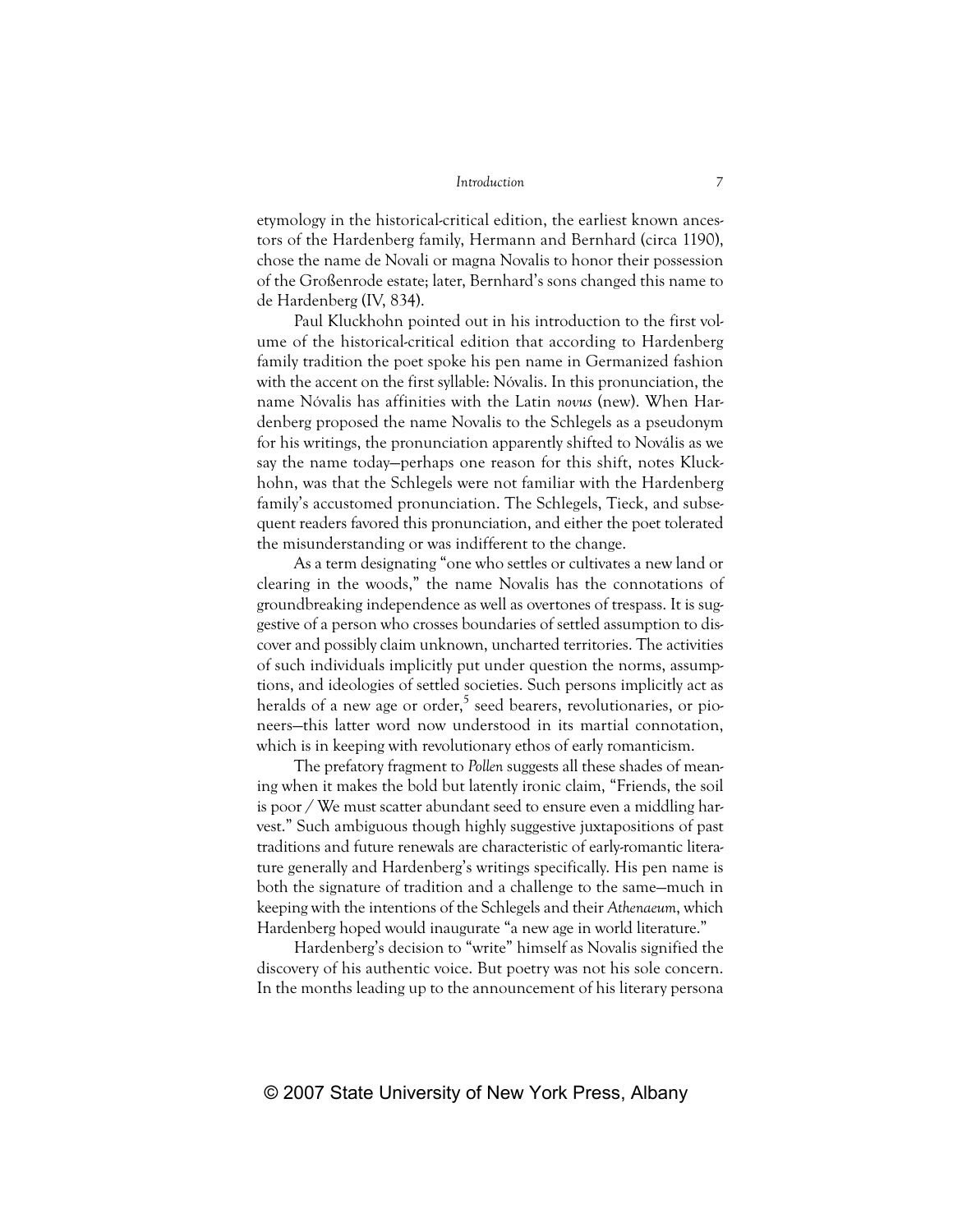etymology in the historical-critical edition, the earliest known ancestors of the Hardenberg family, Hermann and Bernhard (circa 1190), chose the name de Novali or magna Novalis to honor their possession of the Großenrode estate; later, Bernhard's sons changed this name to de Hardenberg (IV, 834).

Paul Kluckhohn pointed out in his introduction to the first volume of the historical-critical edition that according to Hardenberg family tradition the poet spoke his pen name in Germanized fashion with the accent on the first syllable: Nóvalis. In this pronunciation, the name Nóvalis has affinities with the Latin *novus* (new). When Hardenberg proposed the name Novalis to the Schlegels as a pseudonym for his writings, the pronunciation apparently shifted to Novális as we say the name today—perhaps one reason for this shift, notes Kluckhohn, was that the Schlegels were not familiar with the Hardenberg family's accustomed pronunciation. The Schlegels, Tieck, and subsequent readers favored this pronunciation, and either the poet tolerated the misunderstanding or was indifferent to the change.

As a term designating "one who settles or cultivates a new land or clearing in the woods," the name Novalis has the connotations of groundbreaking independence as well as overtones of trespass. It is suggestive of a person who crosses boundaries of settled assumption to discover and possibly claim unknown, uncharted territories. The activities of such individuals implicitly put under question the norms, assumptions, and ideologies of settled societies. Such persons implicitly act as heralds of a new age or order,[5] seed bearers, revolutionaries, or pioneers—this latter word now understood in its martial connotation, which is in keeping with revolutionary ethos of early romanticism.

The prefatory fragment to *Pollen* suggests all these shades of meaning when it makes the bold but latently ironic claim, "Friends, the soil is poor / We must scatter abundant seed to ensure even a middling harvest." Such ambiguous though highly suggestive juxtapositions of past traditions and future renewals are characteristic of early-romantic literature generally and Hardenberg's writings specifically. His pen name is both the signature of tradition and a challenge to the same—much in keeping with the intentions of the Schlegels and their *Athenaeum*, which Hardenberg hoped would inaugurate "a new age in world literature."

Hardenberg's decision to "write" himself as Novalis signified the discovery of his authentic voice. But poetry was not his sole concern. In the months leading up to the announcement of his literary persona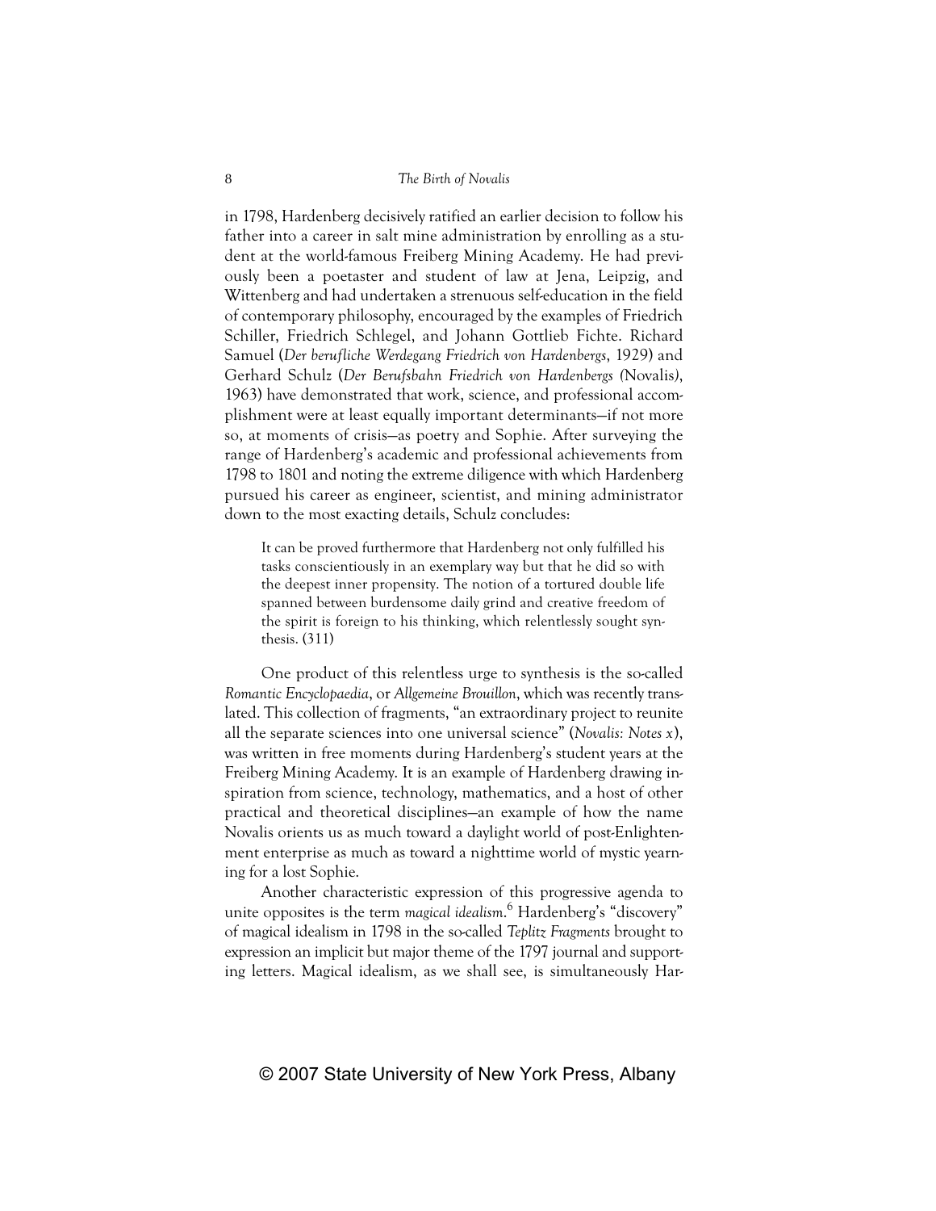in 1798, Hardenberg decisively ratified an earlier decision to follow his father into a career in salt mine administration by enrolling as a student at the world-famous Freiberg Mining Academy. He had previously been a poetaster and student of law at Jena, Leipzig, and Wittenberg and had undertaken a strenuous self-education in the field of contemporary philosophy, encouraged by the examples of Friedrich Schiller, Friedrich Schlegel, and Johann Gottlieb Fichte. Richard Samuel (*Der berufliche Werdegang Friedrich von Hardenbergs*, 1929) and Gerhard Schulz (*Der Berufsbahn Friedrich von Hardenbergs (*Novalis*)*, 1963) have demonstrated that work, science, and professional accomplishment were at least equally important determinants—if not more so, at moments of crisis—as poetry and Sophie. After surveying the range of Hardenberg's academic and professional achievements from 1798 to 1801 and noting the extreme diligence with which Hardenberg pursued his career as engineer, scientist, and mining administrator down to the most exacting details, Schulz concludes:

> It can be proved furthermore that Hardenberg not only fulfilled his tasks conscientiously in an exemplary way but that he did so with the deepest inner propensity. The notion of a tortured double life spanned between burdensome daily grind and creative freedom of the spirit is foreign to his thinking, which relentlessly sought synthesis. (311)

One product of this relentless urge to synthesis is the so-called *Romantic Encyclopaedia*, or *Allgemeine Brouillon*, which was recently translated. This collection of fragments, "an extraordinary project to reunite all the separate sciences into one universal science" (*Novalis: Notes x*), was written in free moments during Hardenberg's student years at the Freiberg Mining Academy. It is an example of Hardenberg drawing inspiration from science, technology, mathematics, and a host of other practical and theoretical disciplines—an example of how the name Novalis orients us as much toward a daylight world of post-Enlightenment enterprise as much as toward a nighttime world of mystic yearning for a lost Sophie.

Another characteristic expression of this progressive agenda to unite opposites is the term *magical idealism*.[6] Hardenberg's "discovery" of magical idealism in 1798 in the so-called *Teplitz Fragments* brought to expression an implicit but major theme of the 1797 journal and supporting letters. Magical idealism, as we shall see, is simultaneously Har-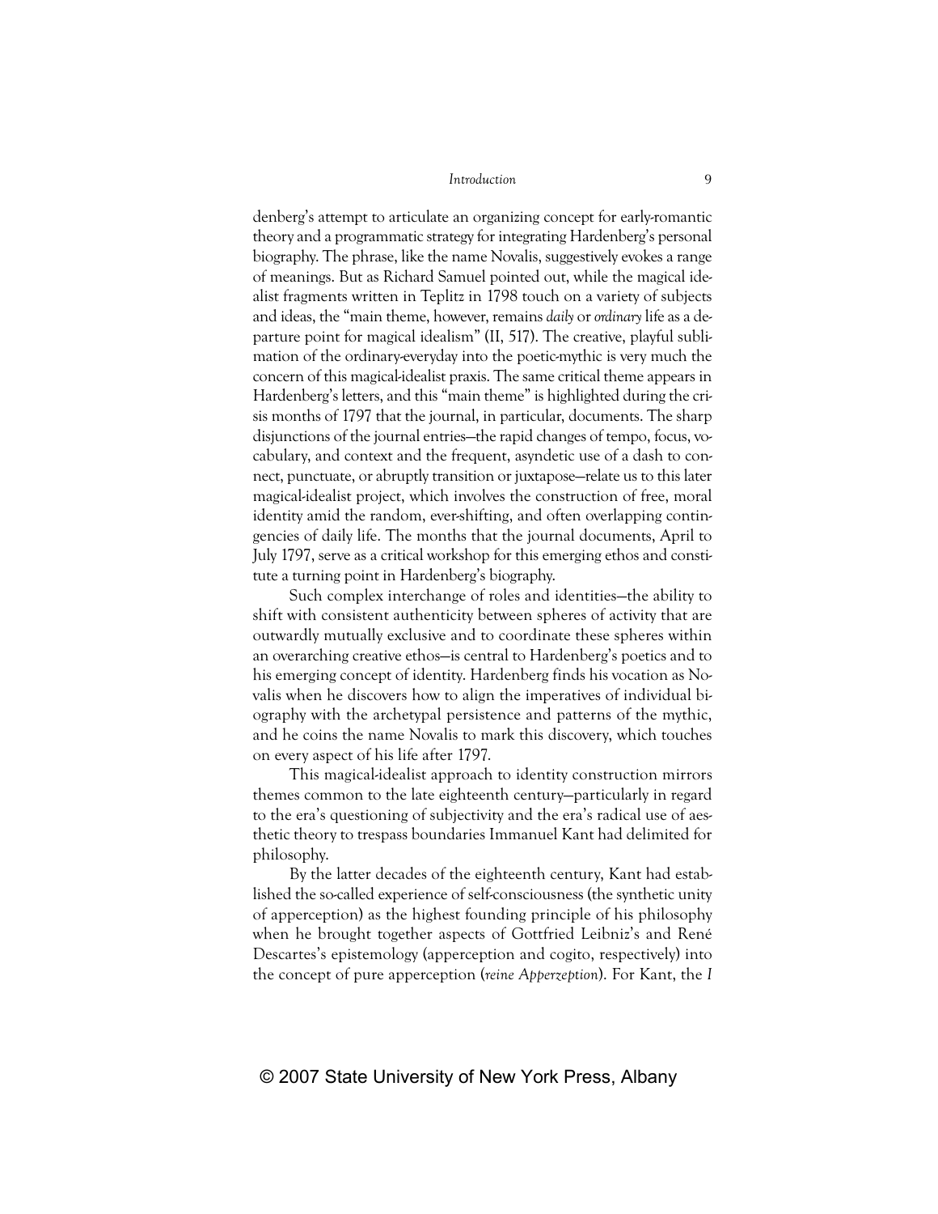denberg's attempt to articulate an organizing concept for early-romantic theory and a programmatic strategy for integrating Hardenberg's personal biography. The phrase, like the name Novalis, suggestively evokes a range of meanings. But as Richard Samuel pointed out, while the magical idealist fragments written in Teplitz in 1798 touch on a variety of subjects and ideas, the "main theme, however, remains *daily* or *ordinary* life as a departure point for magical idealism" (II, 517). The creative, playful sublimation of the ordinary-everyday into the poetic-mythic is very much the concern of this magical-idealist praxis. The same critical theme appears in Hardenberg's letters, and this "main theme" is highlighted during the crisis months of 1797 that the journal, in particular, documents. The sharp disjunctions of the journal entries—the rapid changes of tempo, focus, vocabulary, and context and the frequent, asyndetic use of a dash to connect, punctuate, or abruptly transition or juxtapose—relate us to this later magical-idealist project, which involves the construction of free, moral identity amid the random, ever-shifting, and often overlapping contingencies of daily life. The months that the journal documents, April to July 1797, serve as a critical workshop for this emerging ethos and constitute a turning point in Hardenberg's biography.

Such complex interchange of roles and identities—the ability to shift with consistent authenticity between spheres of activity that are outwardly mutually exclusive and to coordinate these spheres within an overarching creative ethos—is central to Hardenberg's poetics and to his emerging concept of identity. Hardenberg finds his vocation as Novalis when he discovers how to align the imperatives of individual biography with the archetypal persistence and patterns of the mythic, and he coins the name Novalis to mark this discovery, which touches on every aspect of his life after 1797.

This magical-idealist approach to identity construction mirrors themes common to the late eighteenth century—particularly in regard to the era's questioning of subjectivity and the era's radical use of aesthetic theory to trespass boundaries Immanuel Kant had delimited for philosophy.

By the latter decades of the eighteenth century, Kant had established the so-called experience of self-consciousness (the synthetic unity of apperception) as the highest founding principle of his philosophy when he brought together aspects of Gottfried Leibniz's and René Descartes's epistemology (apperception and cogito, respectively) into the concept of pure apperception (*reine Apperzeption*). For Kant, the *I*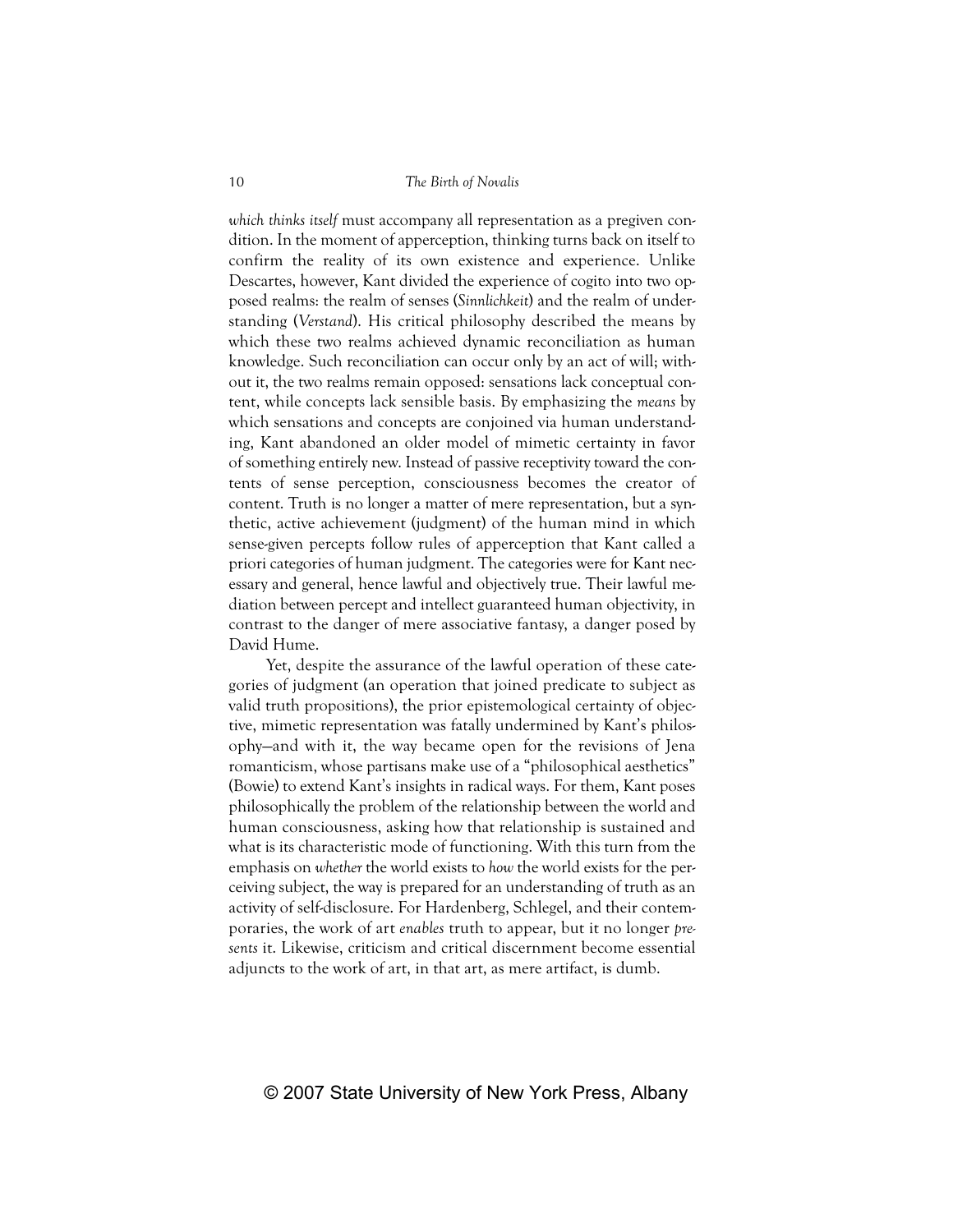*which thinks itself* must accompany all representation as a pregiven condition. In the moment of apperception, thinking turns back on itself to confirm the reality of its own existence and experience. Unlike Descartes, however, Kant divided the experience of cogito into two opposed realms: the realm of senses (*Sinnlichkeit*) and the realm of understanding (*Verstand*). His critical philosophy described the means by which these two realms achieved dynamic reconciliation as human knowledge. Such reconciliation can occur only by an act of will; without it, the two realms remain opposed: sensations lack conceptual content, while concepts lack sensible basis. By emphasizing the *means* by which sensations and concepts are conjoined via human understanding, Kant abandoned an older model of mimetic certainty in favor of something entirely new. Instead of passive receptivity toward the contents of sense perception, consciousness becomes the creator of content. Truth is no longer a matter of mere representation, but a synthetic, active achievement (judgment) of the human mind in which sense-given percepts follow rules of apperception that Kant called a priori categories of human judgment. The categories were for Kant necessary and general, hence lawful and objectively true. Their lawful mediation between percept and intellect guaranteed human objectivity, in contrast to the danger of mere associative fantasy, a danger posed by David Hume.

Yet, despite the assurance of the lawful operation of these categories of judgment (an operation that joined predicate to subject as valid truth propositions), the prior epistemological certainty of objective, mimetic representation was fatally undermined by Kant's philosophy—and with it, the way became open for the revisions of Jena romanticism, whose partisans make use of a "philosophical aesthetics" (Bowie) to extend Kant's insights in radical ways. For them, Kant poses philosophically the problem of the relationship between the world and human consciousness, asking how that relationship is sustained and what is its characteristic mode of functioning. With this turn from the emphasis on *whether* the world exists to *how* the world exists for the perceiving subject, the way is prepared for an understanding of truth as an activity of self-disclosure. For Hardenberg, Schlegel, and their contemporaries, the work of art *enables* truth to appear, but it no longer *presents* it. Likewise, criticism and critical discernment become essential adjuncts to the work of art, in that art, as mere artifact, is dumb.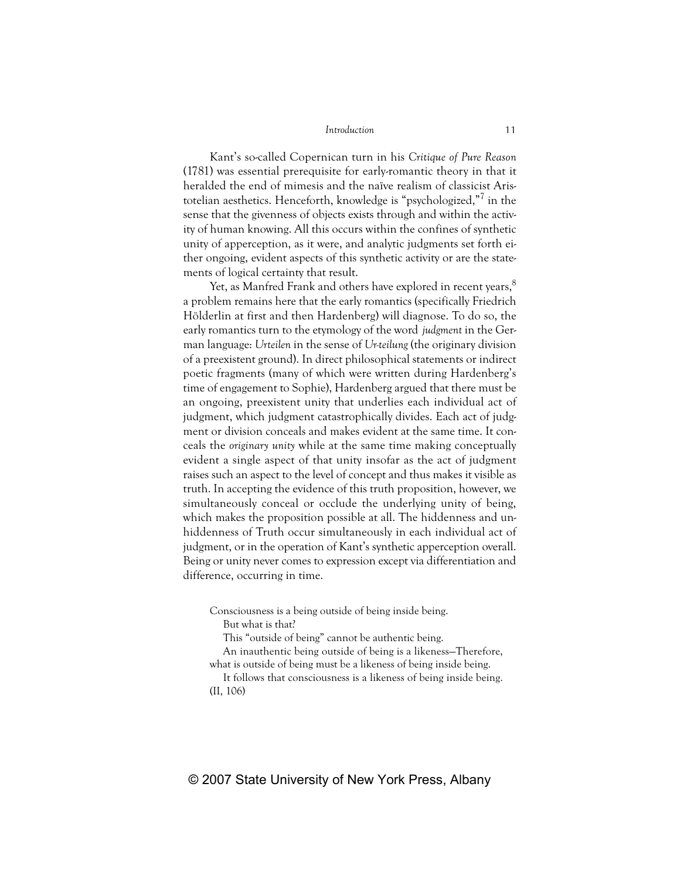Kant's so-called Copernican turn in his *Critique of Pure Reason* (1781) was essential prerequisite for early-romantic theory in that it heralded the end of mimesis and the naïve realism of classicist Aristotelian aesthetics. Henceforth, knowledge is "psychologized,"[7] in the sense that the givenness of objects exists through and within the activity of human knowing. All this occurs within the confines of synthetic unity of apperception, as it were, and analytic judgments set forth either ongoing, evident aspects of this synthetic activity or are the statements of logical certainty that result.

Yet, as Manfred Frank and others have explored in recent years,[8] a problem remains here that the early romantics (specifically Friedrich Hölderlin at first and then Hardenberg) will diagnose. To do so, the early romantics turn to the etymology of the word *judgment* in the German language: *Urteilen* in the sense of *Ur-teilung* (the originary division of a preexistent ground). In direct philosophical statements or indirect poetic fragments (many of which were written during Hardenberg's time of engagement to Sophie), Hardenberg argued that there must be an ongoing, preexistent unity that underlies each individual act of judgment, which judgment catastrophically divides. Each act of judgment or division conceals and makes evident at the same time. It conceals the *originary unity* while at the same time making conceptually evident a single aspect of that unity insofar as the act of judgment raises such an aspect to the level of concept and thus makes it visible as truth. In accepting the evidence of this truth proposition, however, we simultaneously conceal or occlude the underlying unity of being, which makes the proposition possible at all. The hiddenness and unhiddenness of Truth occur simultaneously in each individual act of judgment, or in the operation of Kant's synthetic apperception overall. Being or unity never comes to expression except via differentiation and difference, occurring in time.

> Consciousness is a being outside of being inside being.
>
> But what is that?
>
> This "outside of being" cannot be authentic being.
>
> An inauthentic being outside of being is a likeness—Therefore, what is outside of being must be a likeness of being inside being.
>
> It follows that consciousness is a likeness of being inside being. (II, 106)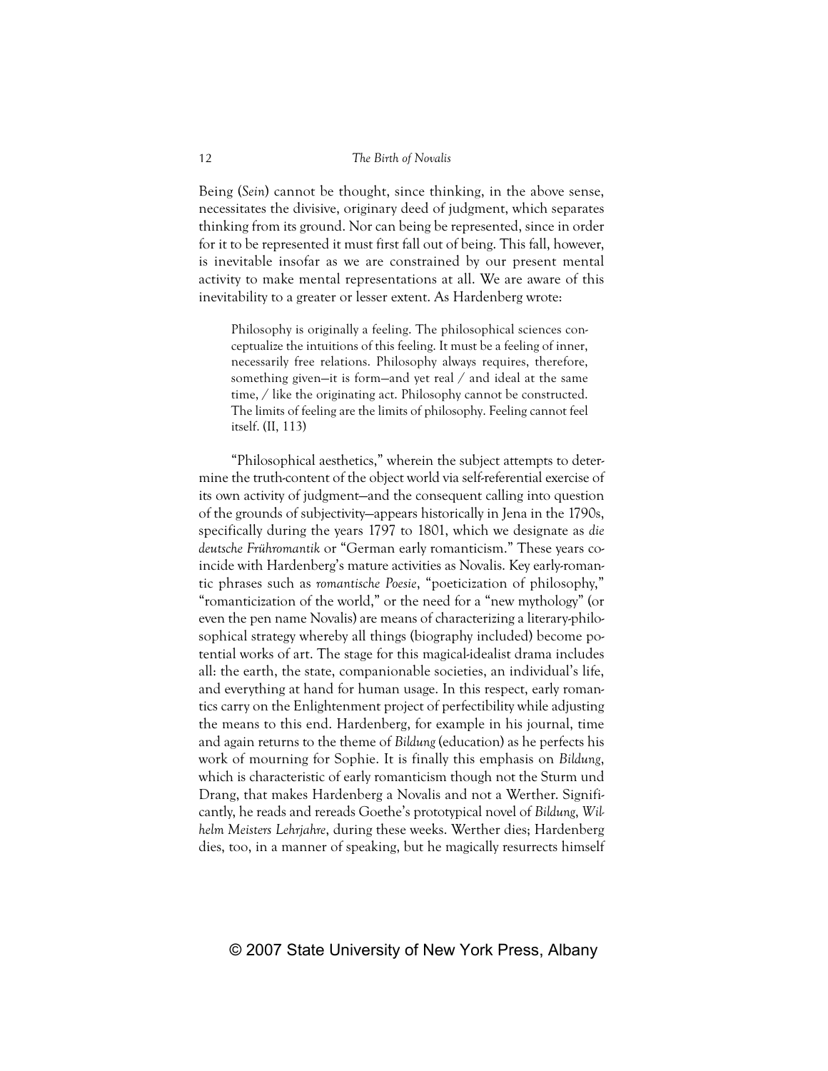Being (*Sein*) cannot be thought, since thinking, in the above sense, necessitates the divisive, originary deed of judgment, which separates thinking from its ground. Nor can being be represented, since in order for it to be represented it must first fall out of being. This fall, however, is inevitable insofar as we are constrained by our present mental activity to make mental representations at all. We are aware of this inevitability to a greater or lesser extent. As Hardenberg wrote:

> Philosophy is originally a feeling. The philosophical sciences conceptualize the intuitions of this feeling. It must be a feeling of inner, necessarily free relations. Philosophy always requires, therefore, something given—it is form—and yet real / and ideal at the same time, / like the originating act. Philosophy cannot be constructed. The limits of feeling are the limits of philosophy. Feeling cannot feel itself. (II, 113)

"Philosophical aesthetics," wherein the subject attempts to determine the truth-content of the object world via self-referential exercise of its own activity of judgment—and the consequent calling into question of the grounds of subjectivity—appears historically in Jena in the 1790s, specifically during the years 1797 to 1801, which we designate as *die deutsche Frühromantik* or "German early romanticism." These years coincide with Hardenberg's mature activities as Novalis. Key early-romantic phrases such as *romantische Poesie*, "poeticization of philosophy," "romanticization of the world," or the need for a "new mythology" (or even the pen name Novalis) are means of characterizing a literary-philosophical strategy whereby all things (biography included) become potential works of art. The stage for this magical-idealist drama includes all: the earth, the state, companionable societies, an individual's life, and everything at hand for human usage. In this respect, early romantics carry on the Enlightenment project of perfectibility while adjusting the means to this end. Hardenberg, for example in his journal, time and again returns to the theme of *Bildung* (education) as he perfects his work of mourning for Sophie. It is finally this emphasis on *Bildung*, which is characteristic of early romanticism though not the Sturm und Drang, that makes Hardenberg a Novalis and not a Werther. Significantly, he reads and rereads Goethe's prototypical novel of *Bildung*, *Wilhelm Meisters Lehrjahre*, during these weeks. Werther dies; Hardenberg dies, too, in a manner of speaking, but he magically resurrects himself

© 2007 State University of New York Press, Albany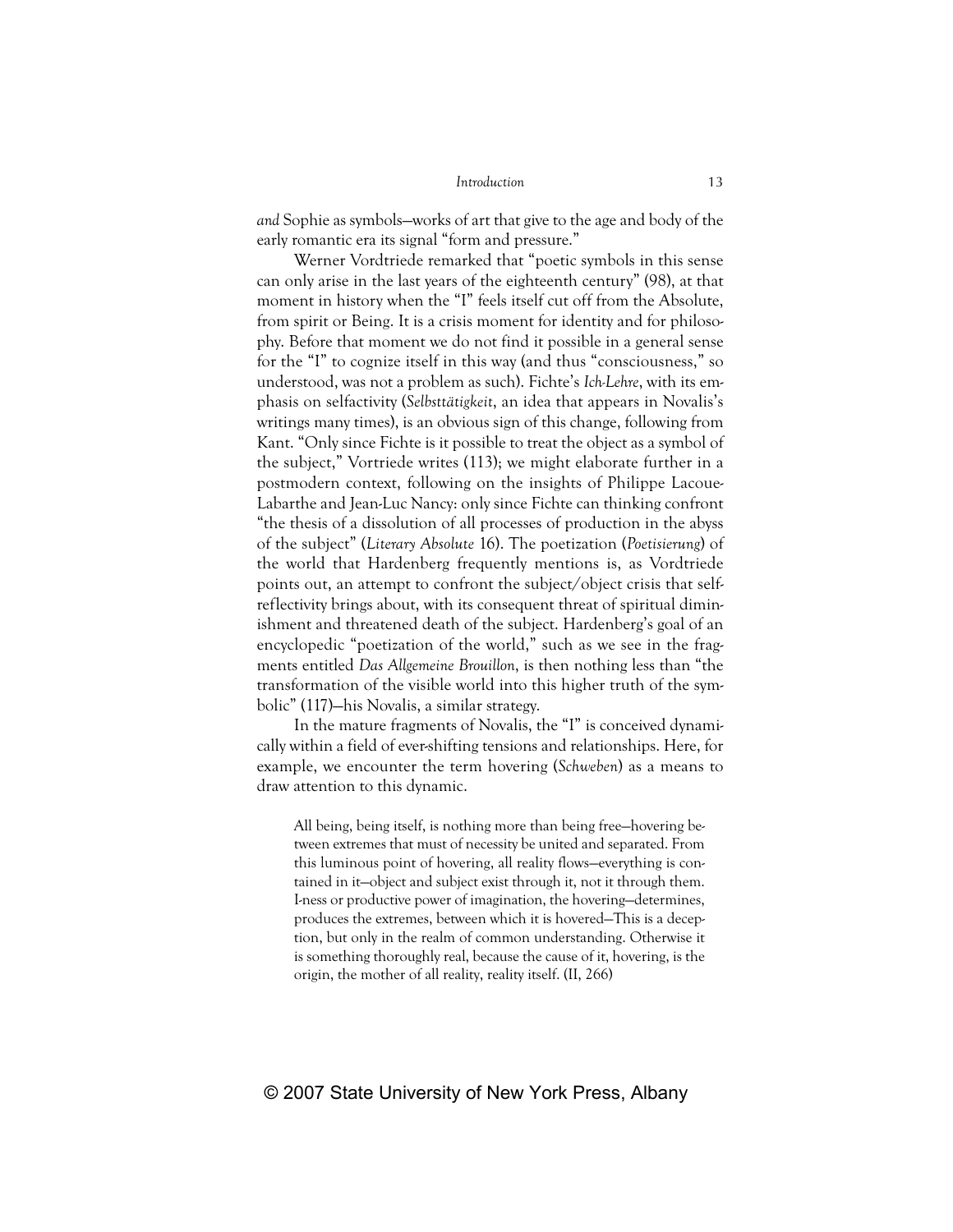*and* Sophie as symbols—works of art that give to the age and body of the early romantic era its signal "form and pressure."

Werner Vordtriede remarked that "poetic symbols in this sense can only arise in the last years of the eighteenth century" (98), at that moment in history when the "I" feels itself cut off from the Absolute, from spirit or Being. It is a crisis moment for identity and for philosophy. Before that moment we do not find it possible in a general sense for the "I" to cognize itself in this way (and thus "consciousness," so understood, was not a problem as such). Fichte's *Ich-Lehre*, with its emphasis on selfactivity (*Selbsttätigkeit*, an idea that appears in Novalis's writings many times), is an obvious sign of this change, following from Kant. "Only since Fichte is it possible to treat the object as a symbol of the subject," Vortriede writes (113); we might elaborate further in a postmodern context, following on the insights of Philippe Lacoue-Labarthe and Jean-Luc Nancy: only since Fichte can thinking confront "the thesis of a dissolution of all processes of production in the abyss of the subject" (*Literary Absolute* 16). The poetization (*Poetisierung*) of the world that Hardenberg frequently mentions is, as Vordtriede points out, an attempt to confront the subject/object crisis that self-reflectivity brings about, with its consequent threat of spiritual diminishment and threatened death of the subject. Hardenberg's goal of an encyclopedic "poetization of the world," such as we see in the fragments entitled *Das Allgemeine Brouillon*, is then nothing less than "the transformation of the visible world into this higher truth of the symbolic" (117)—his Novalis, a similar strategy.

In the mature fragments of Novalis, the "I" is conceived dynamically within a field of ever-shifting tensions and relationships. Here, for example, we encounter the term hovering (*Schweben*) as a means to draw attention to this dynamic.

> All being, being itself, is nothing more than being free—hovering between extremes that must of necessity be united and separated. From this luminous point of hovering, all reality flows—everything is contained in it—object and subject exist through it, not it through them. I-ness or productive power of imagination, the hovering—determines, produces the extremes, between which it is hovered—This is a deception, but only in the realm of common understanding. Otherwise it is something thoroughly real, because the cause of it, hovering, is the origin, the mother of all reality, reality itself. (II, 266)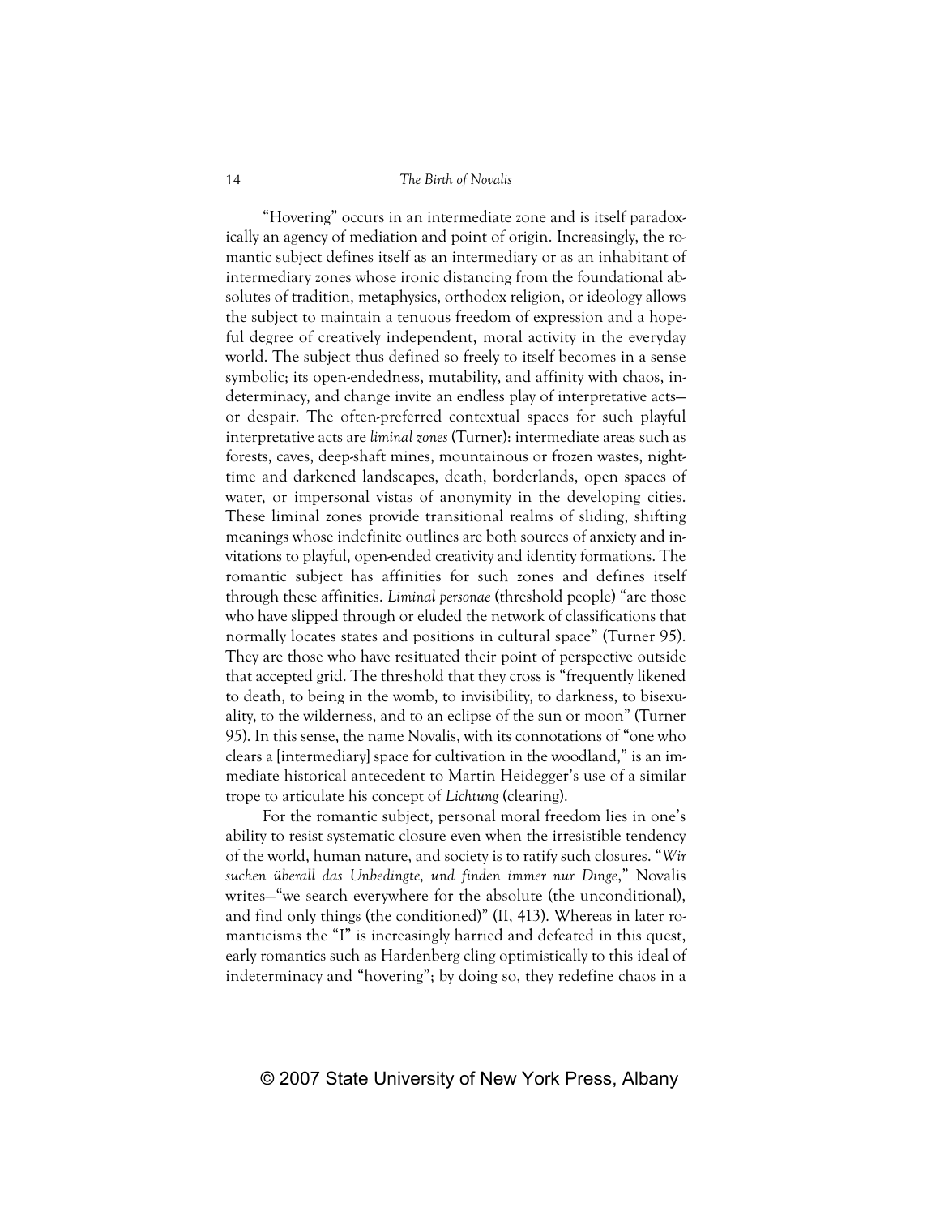"Hovering" occurs in an intermediate zone and is itself paradoxically an agency of mediation and point of origin. Increasingly, the romantic subject defines itself as an intermediary or as an inhabitant of intermediary zones whose ironic distancing from the foundational absolutes of tradition, metaphysics, orthodox religion, or ideology allows the subject to maintain a tenuous freedom of expression and a hopeful degree of creatively independent, moral activity in the everyday world. The subject thus defined so freely to itself becomes in a sense symbolic; its open-endedness, mutability, and affinity with chaos, indeterminacy, and change invite an endless play of interpretative acts—or despair. The often-preferred contextual spaces for such playful interpretative acts are *liminal zones* (Turner): intermediate areas such as forests, caves, deep-shaft mines, mountainous or frozen wastes, nighttime and darkened landscapes, death, borderlands, open spaces of water, or impersonal vistas of anonymity in the developing cities. These liminal zones provide transitional realms of sliding, shifting meanings whose indefinite outlines are both sources of anxiety and invitations to playful, open-ended creativity and identity formations. The romantic subject has affinities for such zones and defines itself through these affinities. *Liminal personae* (threshold people) "are those who have slipped through or eluded the network of classifications that normally locates states and positions in cultural space" (Turner 95). They are those who have resituated their point of perspective outside that accepted grid. The threshold that they cross is "frequently likened to death, to being in the womb, to invisibility, to darkness, to bisexuality, to the wilderness, and to an eclipse of the sun or moon" (Turner 95). In this sense, the name Novalis, with its connotations of "one who clears a [intermediary] space for cultivation in the woodland," is an immediate historical antecedent to Martin Heidegger's use of a similar trope to articulate his concept of *Lichtung* (clearing).

For the romantic subject, personal moral freedom lies in one's ability to resist systematic closure even when the irresistible tendency of the world, human nature, and society is to ratify such closures. "*Wir suchen überall das Unbedingte, und finden immer nur Dinge*," Novalis writes—"we search everywhere for the absolute (the unconditional), and find only things (the conditioned)" (II, 413). Whereas in later romanticisms the "I" is increasingly harried and defeated in this quest, early romantics such as Hardenberg cling optimistically to this ideal of indeterminacy and "hovering"; by doing so, they redefine chaos in a

© 2007 State University of New York Press, Albany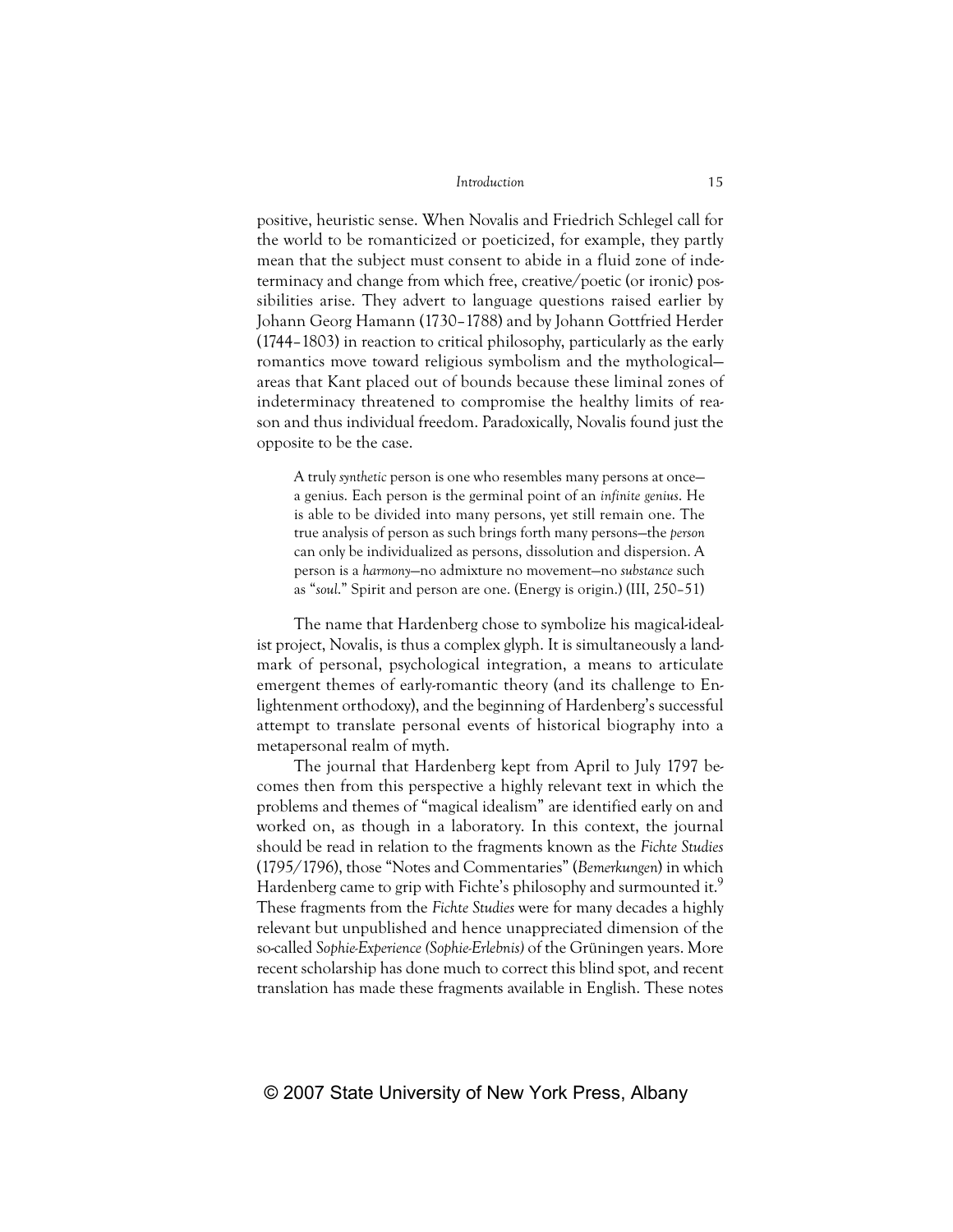positive, heuristic sense. When Novalis and Friedrich Schlegel call for the world to be romanticized or poeticized, for example, they partly mean that the subject must consent to abide in a fluid zone of indeterminacy and change from which free, creative/poetic (or ironic) possibilities arise. They advert to language questions raised earlier by Johann Georg Hamann (1730–1788) and by Johann Gottfried Herder (1744–1803) in reaction to critical philosophy, particularly as the early romantics move toward religious symbolism and the mythological—areas that Kant placed out of bounds because these liminal zones of indeterminacy threatened to compromise the healthy limits of reason and thus individual freedom. Paradoxically, Novalis found just the opposite to be the case.

> A truly *synthetic* person is one who resembles many persons at once—a genius. Each person is the germinal point of an *infinite genius*. He is able to be divided into many persons, yet still remain one. The true analysis of person as such brings forth many persons—the *person* can only be individualized as persons, dissolution and dispersion. A person is a *harmony*—no admixture no movement—no *substance* such as "*soul*." Spirit and person are one. (Energy is origin.) (III, 250–51)

The name that Hardenberg chose to symbolize his magical-idealist project, Novalis, is thus a complex glyph. It is simultaneously a landmark of personal, psychological integration, a means to articulate emergent themes of early-romantic theory (and its challenge to Enlightenment orthodoxy), and the beginning of Hardenberg's successful attempt to translate personal events of historical biography into a metapersonal realm of myth.

The journal that Hardenberg kept from April to July 1797 becomes then from this perspective a highly relevant text in which the problems and themes of "magical idealism" are identified early on and worked on, as though in a laboratory. In this context, the journal should be read in relation to the fragments known as the *Fichte Studies* (1795/1796), those "Notes and Commentaries" (*Bemerkungen*) in which Hardenberg came to grip with Fichte's philosophy and surmounted it.[9] These fragments from the *Fichte Studies* were for many decades a highly relevant but unpublished and hence unappreciated dimension of the so-called *Sophie-Experience (Sophie-Erlebnis)* of the Grüningen years. More recent scholarship has done much to correct this blind spot, and recent translation has made these fragments available in English. These notes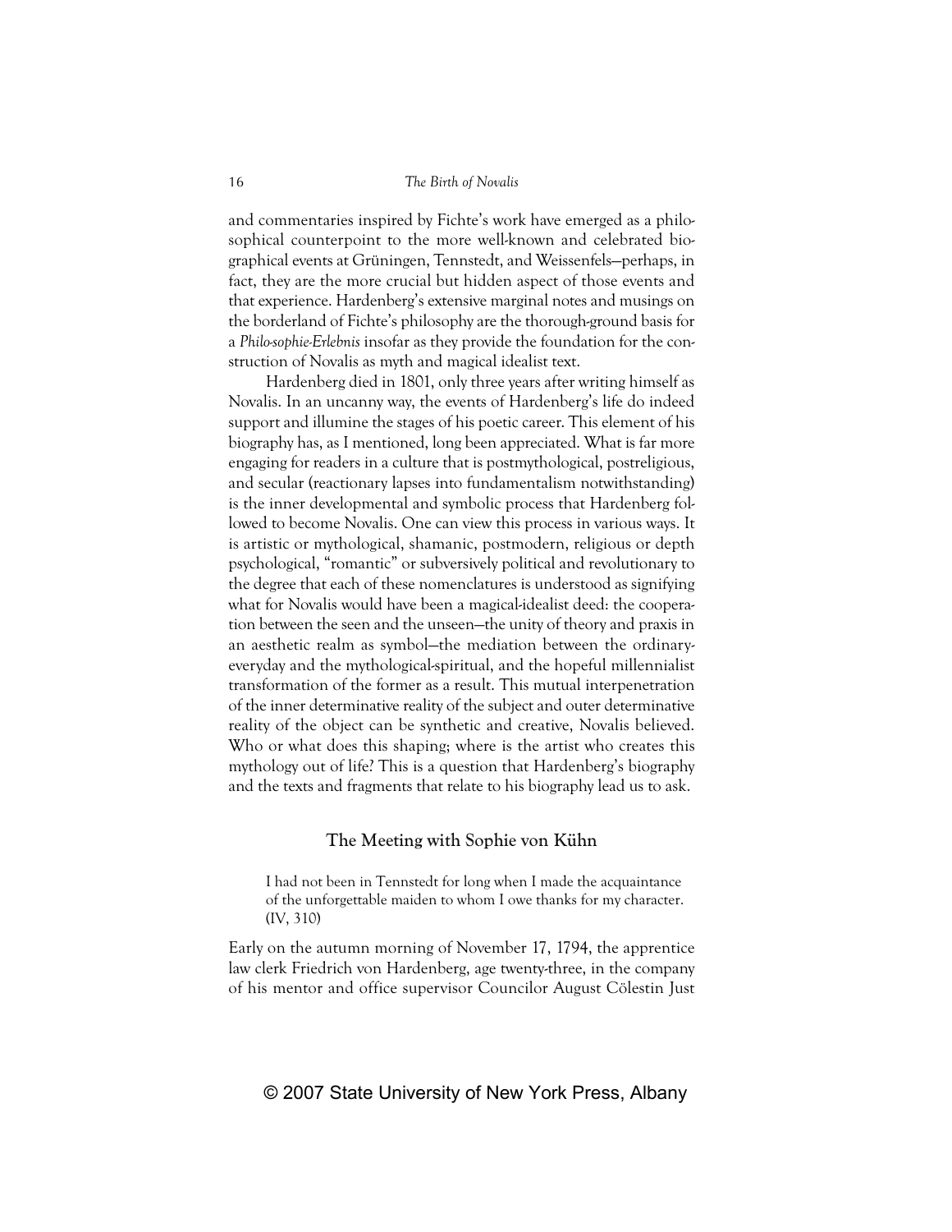and commentaries inspired by Fichte's work have emerged as a philosophical counterpoint to the more well-known and celebrated biographical events at Grüningen, Tennstedt, and Weissenfels—perhaps, in fact, they are the more crucial but hidden aspect of those events and that experience. Hardenberg's extensive marginal notes and musings on the borderland of Fichte's philosophy are the thorough-ground basis for a *Philo-sophie-Erlebnis* insofar as they provide the foundation for the construction of Novalis as myth and magical idealist text.

Hardenberg died in 1801, only three years after writing himself as Novalis. In an uncanny way, the events of Hardenberg's life do indeed support and illumine the stages of his poetic career. This element of his biography has, as I mentioned, long been appreciated. What is far more engaging for readers in a culture that is postmythological, postreligious, and secular (reactionary lapses into fundamentalism notwithstanding) is the inner developmental and symbolic process that Hardenberg followed to become Novalis. One can view this process in various ways. It is artistic or mythological, shamanic, postmodern, religious or depth psychological, "romantic" or subversively political and revolutionary to the degree that each of these nomenclatures is understood as signifying what for Novalis would have been a magical-idealist deed: the cooperation between the seen and the unseen—the unity of theory and praxis in an aesthetic realm as symbol—the mediation between the ordinary-everyday and the mythological-spiritual, and the hopeful millennialist transformation of the former as a result. This mutual interpenetration of the inner determinative reality of the subject and outer determinative reality of the object can be synthetic and creative, Novalis believed. Who or what does this shaping; where is the artist who creates this mythology out of life? This is a question that Hardenberg's biography and the texts and fragments that relate to his biography lead us to ask.

## The Meeting with Sophie von Kühn

> I had not been in Tennstedt for long when I made the acquaintance of the unforgettable maiden to whom I owe thanks for my character. (IV, 310)

Early on the autumn morning of November 17, 1794, the apprentice law clerk Friedrich von Hardenberg, age twenty-three, in the company of his mentor and office supervisor Councilor August Cölestin Just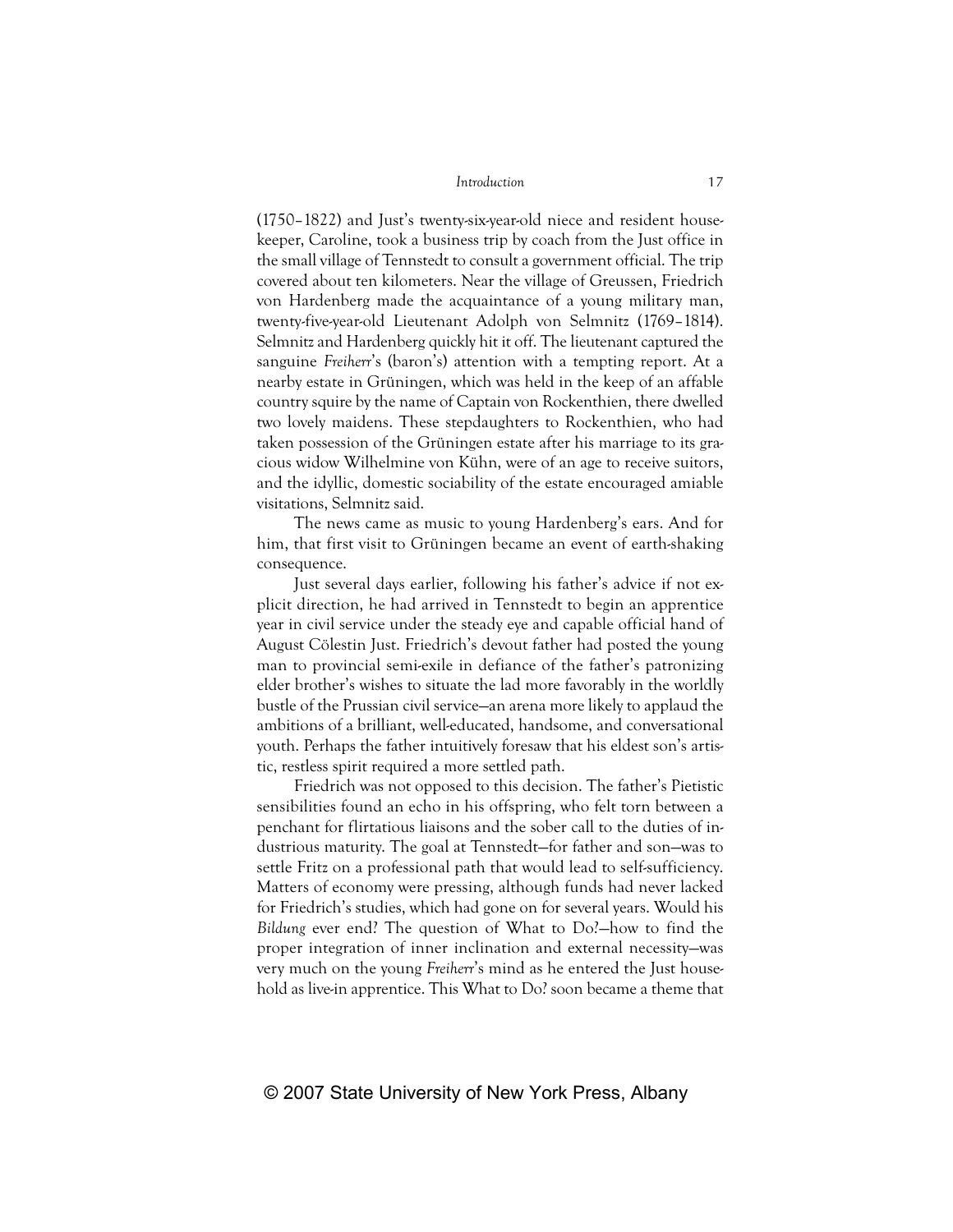(1750–1822) and Just's twenty-six-year-old niece and resident housekeeper, Caroline, took a business trip by coach from the Just office in the small village of Tennstedt to consult a government official. The trip covered about ten kilometers. Near the village of Greussen, Friedrich von Hardenberg made the acquaintance of a young military man, twenty-five-year-old Lieutenant Adolph von Selmnitz (1769–1814). Selmnitz and Hardenberg quickly hit it off. The lieutenant captured the sanguine *Freiherr*'s (baron's) attention with a tempting report. At a nearby estate in Grüningen, which was held in the keep of an affable country squire by the name of Captain von Rockenthien, there dwelled two lovely maidens. These stepdaughters to Rockenthien, who had taken possession of the Grüningen estate after his marriage to its gracious widow Wilhelmine von Kühn, were of an age to receive suitors, and the idyllic, domestic sociability of the estate encouraged amiable visitations, Selmnitz said.

The news came as music to young Hardenberg's ears. And for him, that first visit to Grüningen became an event of earth-shaking consequence.

Just several days earlier, following his father's advice if not explicit direction, he had arrived in Tennstedt to begin an apprentice year in civil service under the steady eye and capable official hand of August Cölestin Just. Friedrich's devout father had posted the young man to provincial semi-exile in defiance of the father's patronizing elder brother's wishes to situate the lad more favorably in the worldly bustle of the Prussian civil service—an arena more likely to applaud the ambitions of a brilliant, well-educated, handsome, and conversational youth. Perhaps the father intuitively foresaw that his eldest son's artistic, restless spirit required a more settled path.

Friedrich was not opposed to this decision. The father's Pietistic sensibilities found an echo in his offspring, who felt torn between a penchant for flirtatious liaisons and the sober call to the duties of industrious maturity. The goal at Tennstedt—for father and son—was to settle Fritz on a professional path that would lead to self-sufficiency. Matters of economy were pressing, although funds had never lacked for Friedrich's studies, which had gone on for several years. Would his *Bildung* ever end? The question of What to Do?—how to find the proper integration of inner inclination and external necessity—was very much on the young *Freiherr*'s mind as he entered the Just household as live-in apprentice. This What to Do? soon became a theme that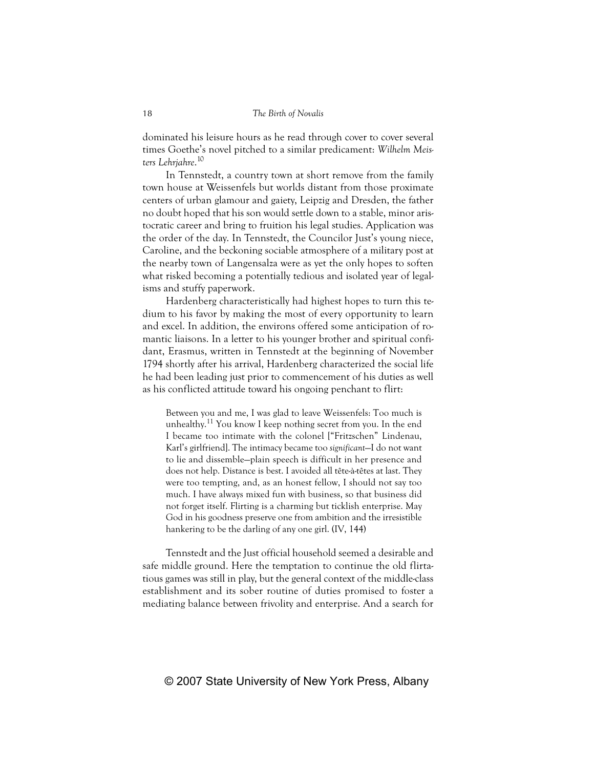dominated his leisure hours as he read through cover to cover several times Goethe's novel pitched to a similar predicament: *Wilhelm Meisters Lehrjahre*.[10]

In Tennstedt, a country town at short remove from the family town house at Weissenfels but worlds distant from those proximate centers of urban glamour and gaiety, Leipzig and Dresden, the father no doubt hoped that his son would settle down to a stable, minor aristocratic career and bring to fruition his legal studies. Application was the order of the day. In Tennstedt, the Councilor Just's young niece, Caroline, and the beckoning sociable atmosphere of a military post at the nearby town of Langensalza were as yet the only hopes to soften what risked becoming a potentially tedious and isolated year of legalisms and stuffy paperwork.

Hardenberg characteristically had highest hopes to turn this tedium to his favor by making the most of every opportunity to learn and excel. In addition, the environs offered some anticipation of romantic liaisons. In a letter to his younger brother and spiritual confidant, Erasmus, written in Tennstedt at the beginning of November 1794 shortly after his arrival, Hardenberg characterized the social life he had been leading just prior to commencement of his duties as well as his conflicted attitude toward his ongoing penchant to flirt:

> Between you and me, I was glad to leave Weissenfels: Too much is unhealthy.[11] You know I keep nothing secret from you. In the end I became too intimate with the colonel ["Fritzschen" Lindenau, Karl's girlfriend]. The intimacy became too *significant*—I do not want to lie and dissemble—plain speech is difficult in her presence and does not help. Distance is best. I avoided all tête-à-têtes at last. They were too tempting, and, as an honest fellow, I should not say too much. I have always mixed fun with business, so that business did not forget itself. Flirting is a charming but ticklish enterprise. May God in his goodness preserve one from ambition and the irresistible hankering to be the darling of any one girl. (IV, 144)

Tennstedt and the Just official household seemed a desirable and safe middle ground. Here the temptation to continue the old flirtatious games was still in play, but the general context of the middle-class establishment and its sober routine of duties promised to foster a mediating balance between frivolity and enterprise. And a search for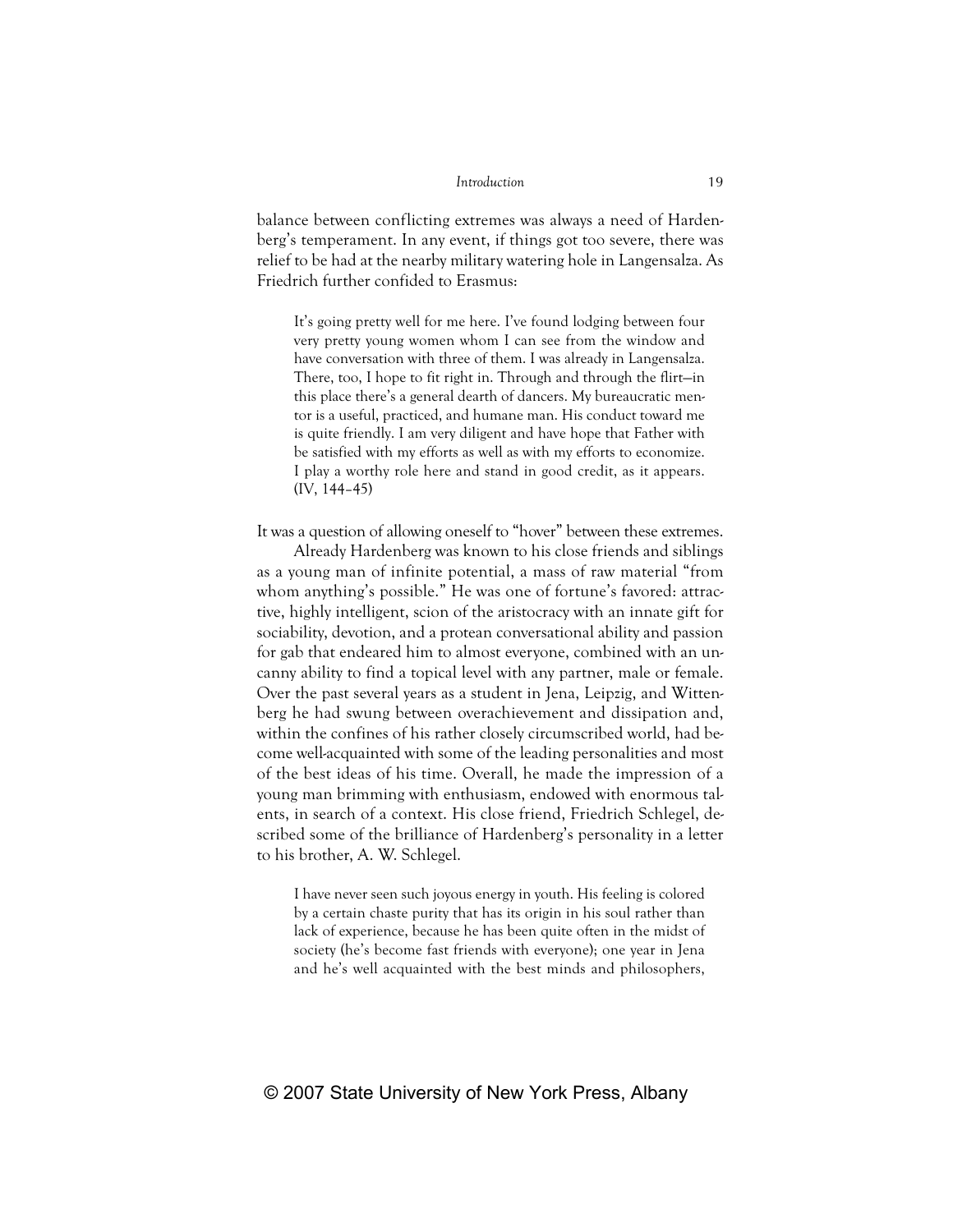balance between conflicting extremes was always a need of Hardenberg's temperament. In any event, if things got too severe, there was relief to be had at the nearby military watering hole in Langensalza. As Friedrich further confided to Erasmus:

> It's going pretty well for me here. I've found lodging between four very pretty young women whom I can see from the window and have conversation with three of them. I was already in Langensalza. There, too, I hope to fit right in. Through and through the flirt—in this place there's a general dearth of dancers. My bureaucratic mentor is a useful, practiced, and humane man. His conduct toward me is quite friendly. I am very diligent and have hope that Father with be satisfied with my efforts as well as with my efforts to economize. I play a worthy role here and stand in good credit, as it appears. (IV, 144–45)

It was a question of allowing oneself to "hover" between these extremes.

Already Hardenberg was known to his close friends and siblings as a young man of infinite potential, a mass of raw material "from whom anything's possible." He was one of fortune's favored: attractive, highly intelligent, scion of the aristocracy with an innate gift for sociability, devotion, and a protean conversational ability and passion for gab that endeared him to almost everyone, combined with an uncanny ability to find a topical level with any partner, male or female. Over the past several years as a student in Jena, Leipzig, and Wittenberg he had swung between overachievement and dissipation and, within the confines of his rather closely circumscribed world, had become well-acquainted with some of the leading personalities and most of the best ideas of his time. Overall, he made the impression of a young man brimming with enthusiasm, endowed with enormous talents, in search of a context. His close friend, Friedrich Schlegel, described some of the brilliance of Hardenberg's personality in a letter to his brother, A. W. Schlegel.

> I have never seen such joyous energy in youth. His feeling is colored by a certain chaste purity that has its origin in his soul rather than lack of experience, because he has been quite often in the midst of society (he's become fast friends with everyone); one year in Jena and he's well acquainted with the best minds and philosophers,

© 2007 State University of New York Press, Albany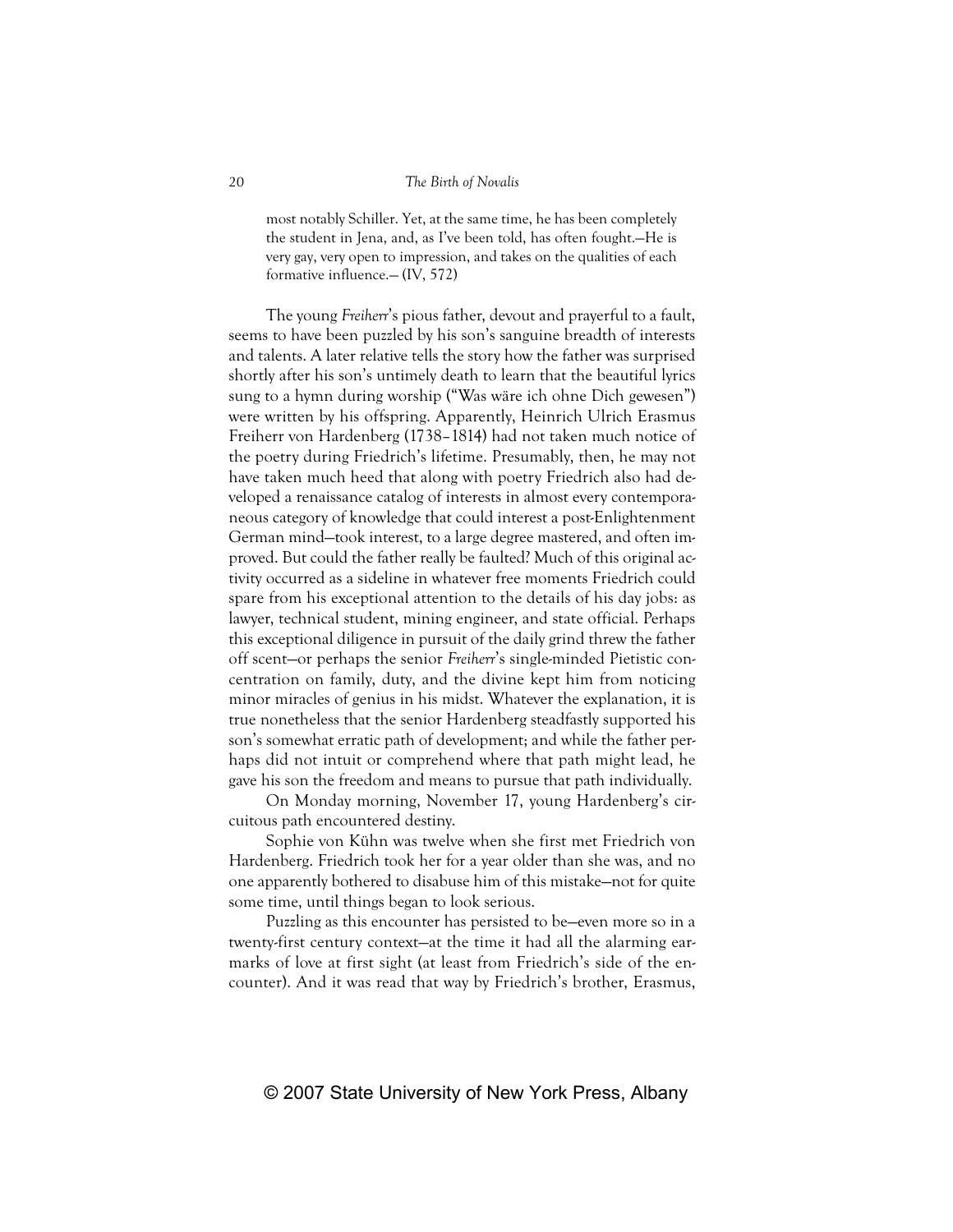> most notably Schiller. Yet, at the same time, he has been completely the student in Jena, and, as I've been told, has often fought.—He is very gay, very open to impression, and takes on the qualities of each formative influence.— (IV, 572)

The young *Freiherr*'s pious father, devout and prayerful to a fault, seems to have been puzzled by his son's sanguine breadth of interests and talents. A later relative tells the story how the father was surprised shortly after his son's untimely death to learn that the beautiful lyrics sung to a hymn during worship ("Was wäre ich ohne Dich gewesen") were written by his offspring. Apparently, Heinrich Ulrich Erasmus Freiherr von Hardenberg (1738–1814) had not taken much notice of the poetry during Friedrich's lifetime. Presumably, then, he may not have taken much heed that along with poetry Friedrich also had developed a renaissance catalog of interests in almost every contemporaneous category of knowledge that could interest a post-Enlightenment German mind—took interest, to a large degree mastered, and often improved. But could the father really be faulted? Much of this original activity occurred as a sideline in whatever free moments Friedrich could spare from his exceptional attention to the details of his day jobs: as lawyer, technical student, mining engineer, and state official. Perhaps this exceptional diligence in pursuit of the daily grind threw the father off scent—or perhaps the senior *Freiherr*'s single-minded Pietistic concentration on family, duty, and the divine kept him from noticing minor miracles of genius in his midst. Whatever the explanation, it is true nonetheless that the senior Hardenberg steadfastly supported his son's somewhat erratic path of development; and while the father perhaps did not intuit or comprehend where that path might lead, he gave his son the freedom and means to pursue that path individually.

On Monday morning, November 17, young Hardenberg's circuitous path encountered destiny.

Sophie von Kühn was twelve when she first met Friedrich von Hardenberg. Friedrich took her for a year older than she was, and no one apparently bothered to disabuse him of this mistake—not for quite some time, until things began to look serious.

Puzzling as this encounter has persisted to be—even more so in a twenty-first century context—at the time it had all the alarming earmarks of love at first sight (at least from Friedrich's side of the encounter). And it was read that way by Friedrich's brother, Erasmus,

© 2007 State University of New York Press, Albany